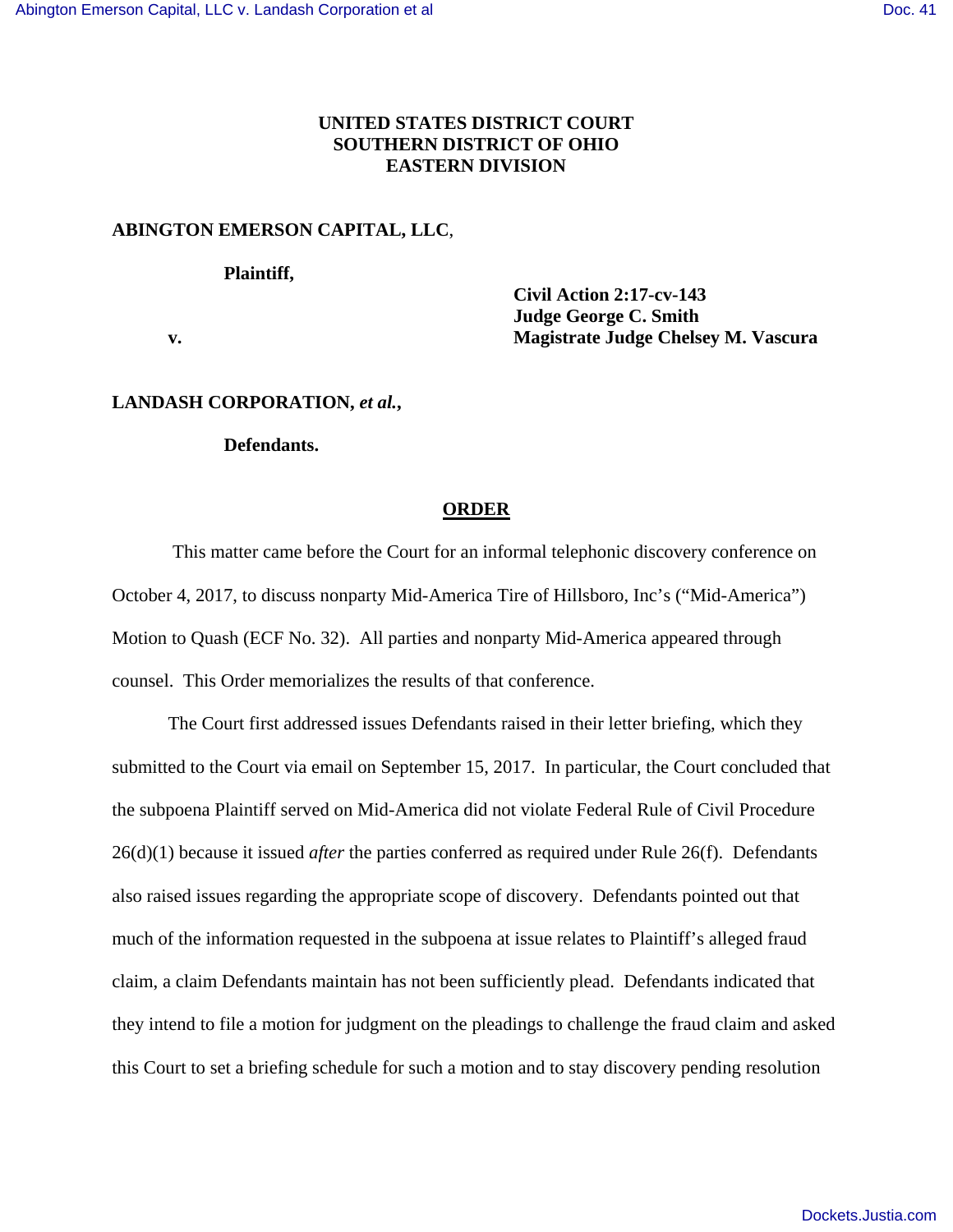**UNITED STATES DISTRICT COURT**
**SOUTHERN DISTRICT OF OHIO**
**EASTERN DIVISION**

**ABINGTON EMERSON CAPITAL, LLC**,

**Plaintiff,**

**v.**

**Civil Action 2:17-cv-143**
**Judge George C. Smith**
**Magistrate Judge Chelsey M. Vascura**

**LANDASH CORPORATION,** ***et al.*****,**

**Defendants.**

## ORDER

This matter came before the Court for an informal telephonic discovery conference on October 4, 2017, to discuss nonparty Mid-America Tire of Hillsboro, Inc's ("Mid-America") Motion to Quash (ECF No. 32). All parties and nonparty Mid-America appeared through counsel. This Order memorializes the results of that conference.

The Court first addressed issues Defendants raised in their letter briefing, which they submitted to the Court via email on September 15, 2017. In particular, the Court concluded that the subpoena Plaintiff served on Mid-America did not violate Federal Rule of Civil Procedure 26(d)(1) because it issued *after* the parties conferred as required under Rule 26(f). Defendants also raised issues regarding the appropriate scope of discovery. Defendants pointed out that much of the information requested in the subpoena at issue relates to Plaintiff's alleged fraud claim, a claim Defendants maintain has not been sufficiently plead. Defendants indicated that they intend to file a motion for judgment on the pleadings to challenge the fraud claim and asked this Court to set a briefing schedule for such a motion and to stay discovery pending resolution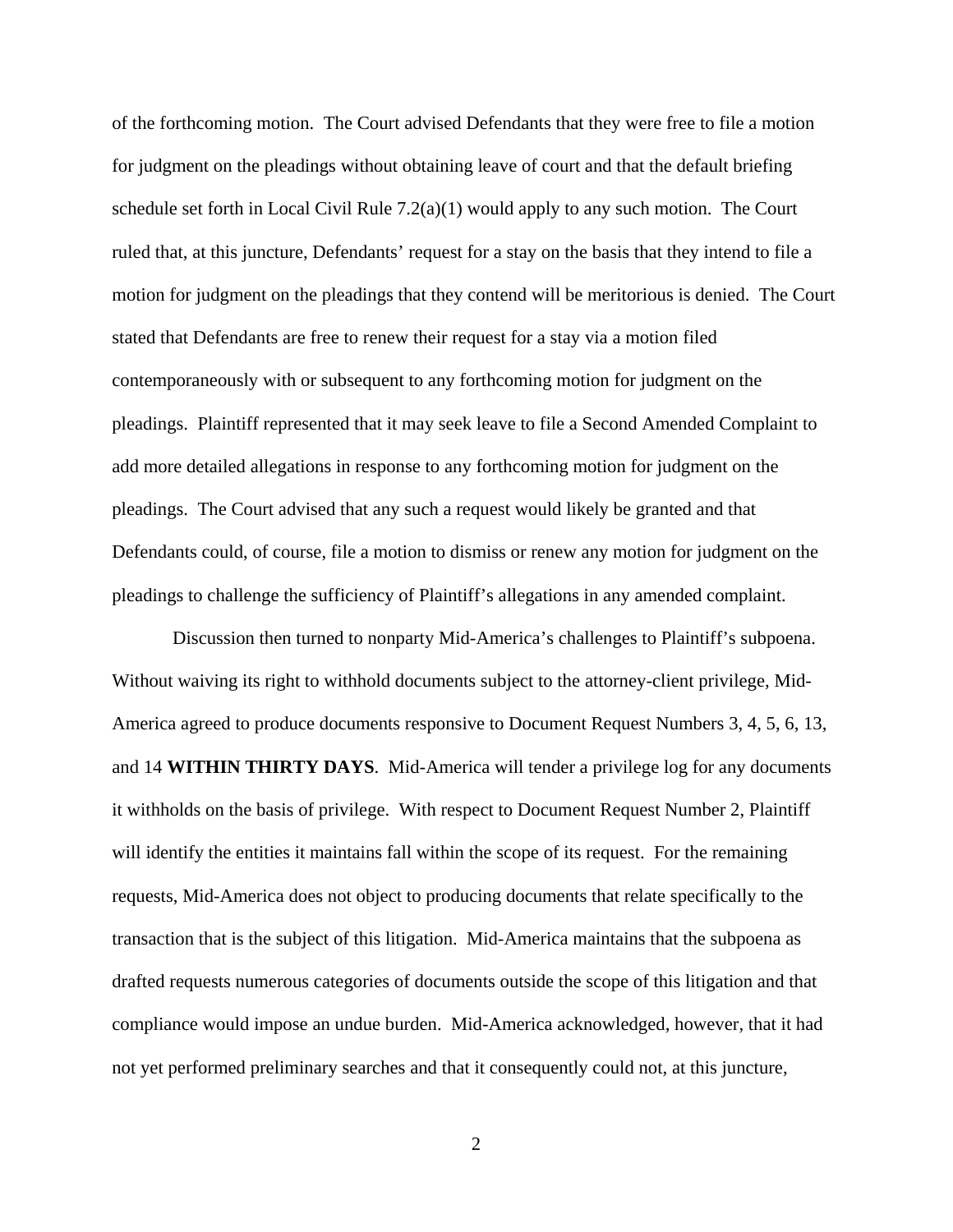of the forthcoming motion. The Court advised Defendants that they were free to file a motion for judgment on the pleadings without obtaining leave of court and that the default briefing schedule set forth in Local Civil Rule 7.2(a)(1) would apply to any such motion. The Court ruled that, at this juncture, Defendants' request for a stay on the basis that they intend to file a motion for judgment on the pleadings that they contend will be meritorious is denied. The Court stated that Defendants are free to renew their request for a stay via a motion filed contemporaneously with or subsequent to any forthcoming motion for judgment on the pleadings. Plaintiff represented that it may seek leave to file a Second Amended Complaint to add more detailed allegations in response to any forthcoming motion for judgment on the pleadings. The Court advised that any such a request would likely be granted and that Defendants could, of course, file a motion to dismiss or renew any motion for judgment on the pleadings to challenge the sufficiency of Plaintiff's allegations in any amended complaint.

Discussion then turned to nonparty Mid-America's challenges to Plaintiff's subpoena. Without waiving its right to withhold documents subject to the attorney-client privilege, Mid-America agreed to produce documents responsive to Document Request Numbers 3, 4, 5, 6, 13, and 14 **WITHIN THIRTY DAYS**. Mid-America will tender a privilege log for any documents it withholds on the basis of privilege. With respect to Document Request Number 2, Plaintiff will identify the entities it maintains fall within the scope of its request. For the remaining requests, Mid-America does not object to producing documents that relate specifically to the transaction that is the subject of this litigation. Mid-America maintains that the subpoena as drafted requests numerous categories of documents outside the scope of this litigation and that compliance would impose an undue burden. Mid-America acknowledged, however, that it had not yet performed preliminary searches and that it consequently could not, at this juncture,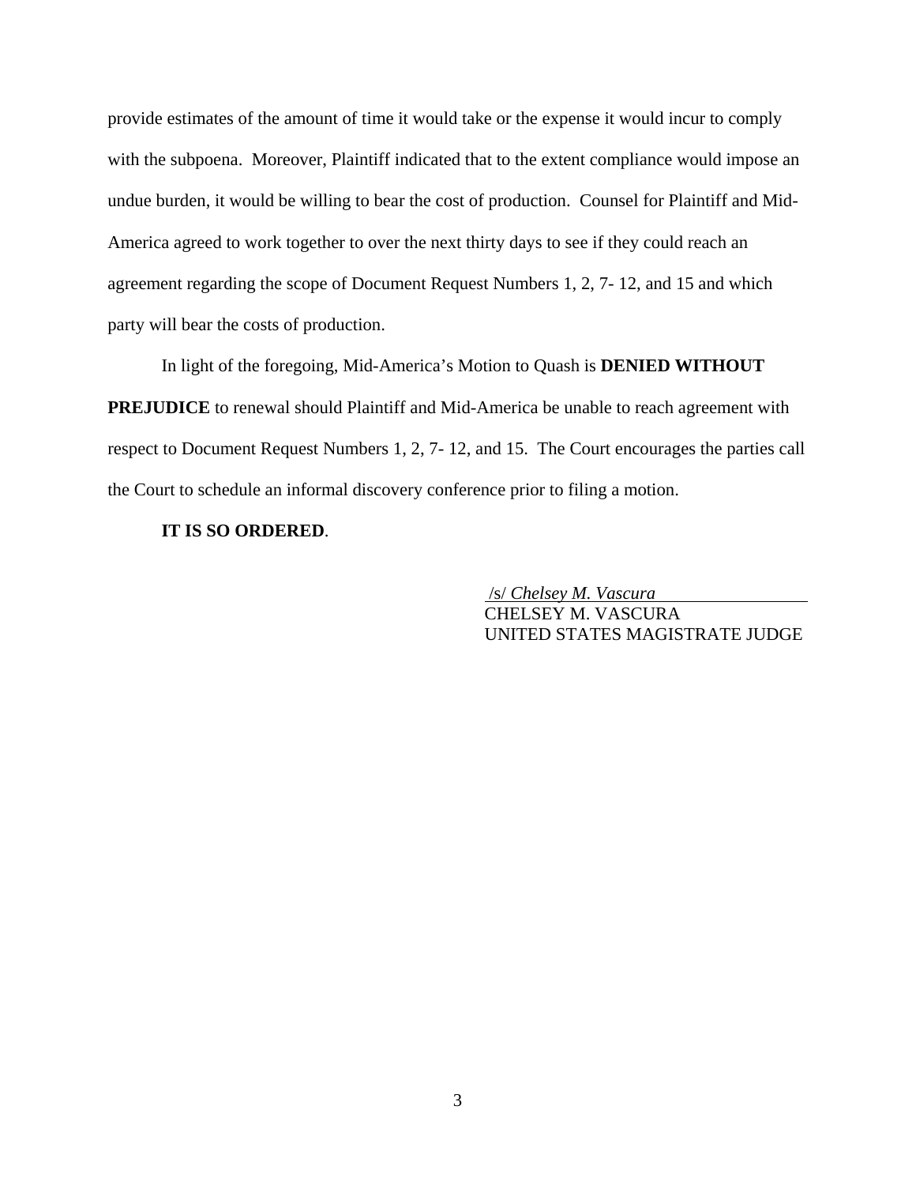provide estimates of the amount of time it would take or the expense it would incur to comply with the subpoena. Moreover, Plaintiff indicated that to the extent compliance would impose an undue burden, it would be willing to bear the cost of production. Counsel for Plaintiff and Mid-America agreed to work together to over the next thirty days to see if they could reach an agreement regarding the scope of Document Request Numbers 1, 2, 7- 12, and 15 and which party will bear the costs of production.

In light of the foregoing, Mid-America's Motion to Quash is **DENIED WITHOUT PREJUDICE** to renewal should Plaintiff and Mid-America be unable to reach agreement with respect to Document Request Numbers 1, 2, 7- 12, and 15. The Court encourages the parties call the Court to schedule an informal discovery conference prior to filing a motion.

**IT IS SO ORDERED**.

/s/ *Chelsey M. Vascura*
CHELSEY M. VASCURA
UNITED STATES MAGISTRATE JUDGE